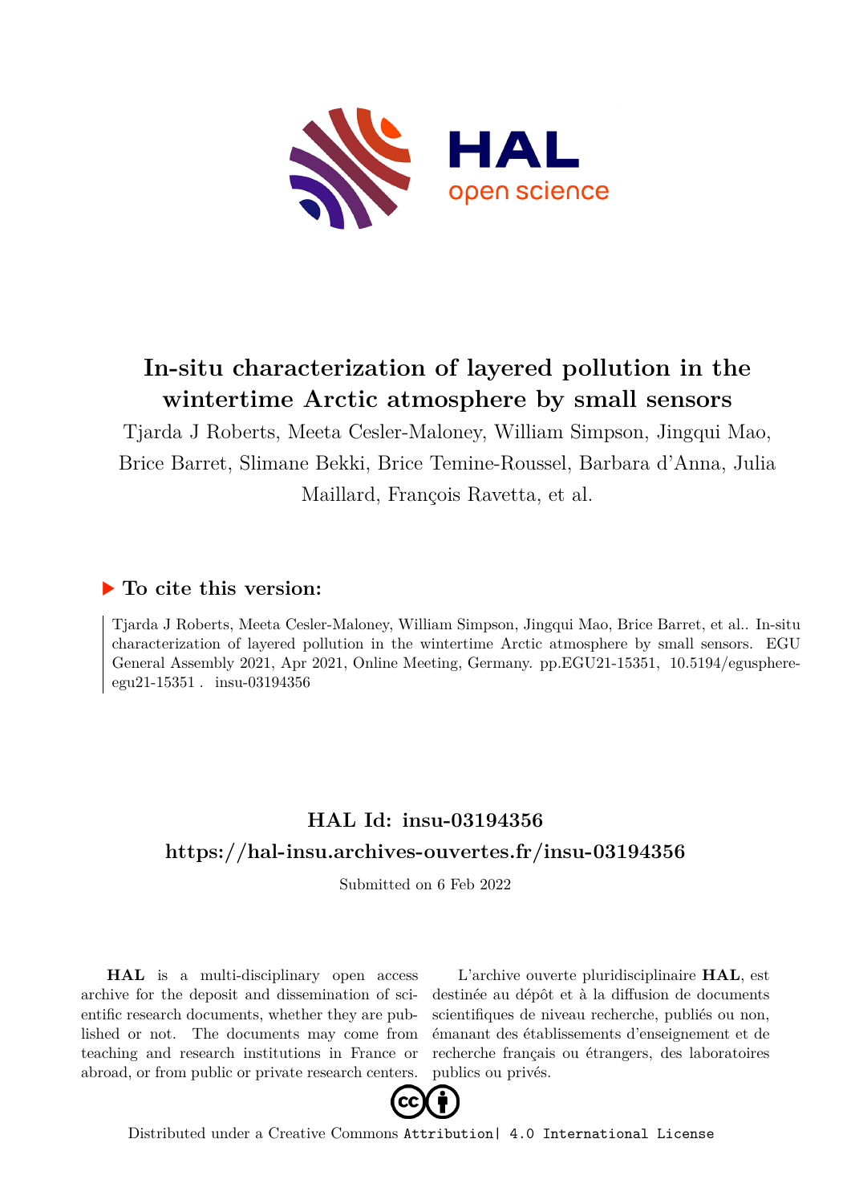# In-situ characterization of layered pollution in the wintertime Arctic atmosphere by small sensors

Tjarda J Roberts, Meeta Cesler-Maloney, William Simpson, Jingqui Mao, Brice Barret, Slimane Bekki, Brice Temine-Roussel, Barbara d'Anna, Julia Maillard, François Ravetta, et al.

## ▶ To cite this version:

Tjarda J Roberts, Meeta Cesler-Maloney, William Simpson, Jingqui Mao, Brice Barret, et al.. In-situ characterization of layered pollution in the wintertime Arctic atmosphere by small sensors. EGU General Assembly 2021, Apr 2021, Online Meeting, Germany. pp.EGU21-15351, 10.5194/egusphere-egu21-15351 . insu-03194356

## HAL Id: insu-03194356

## https://hal-insu.archives-ouvertes.fr/insu-03194356

Submitted on 6 Feb 2022

**HAL** is a multi-disciplinary open access archive for the deposit and dissemination of scientific research documents, whether they are published or not. The documents may come from teaching and research institutions in France or abroad, or from public or private research centers.

L'archive ouverte pluridisciplinaire **HAL**, est destinée au dépôt et à la diffusion de documents scientifiques de niveau recherche, publiés ou non, émanant des établissements d'enseignement et de recherche français ou étrangers, des laboratoires publics ou privés.

Distributed under a Creative Commons Attribution| 4.0 International License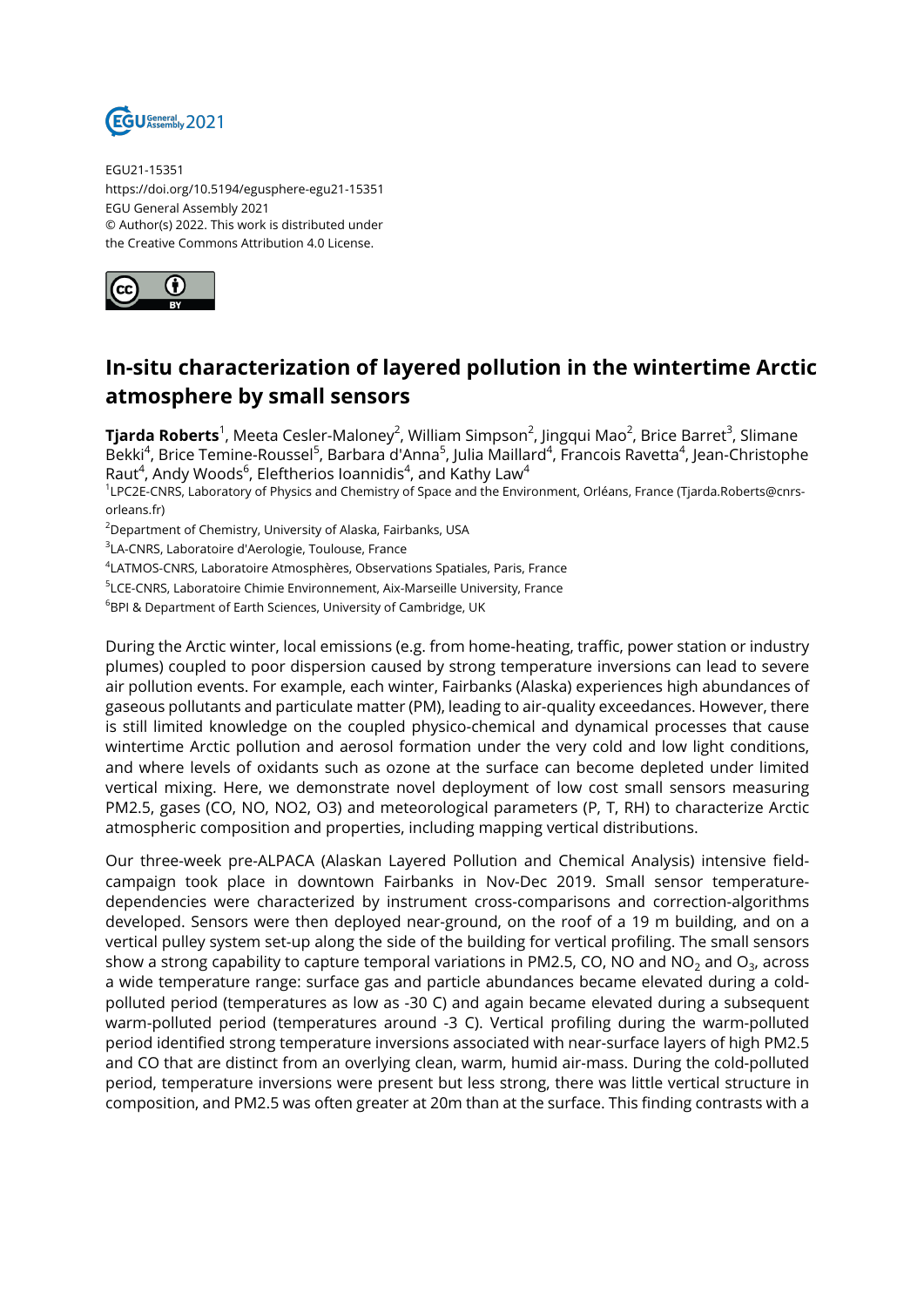EGU21-15351
https://doi.org/10.5194/egusphere-egu21-15351
EGU General Assembly 2021
© Author(s) 2022. This work is distributed under
the Creative Commons Attribution 4.0 License.

# In-situ characterization of layered pollution in the wintertime Arctic atmosphere by small sensors

**Tjarda Roberts**[1], Meeta Cesler-Maloney[2], William Simpson[2], Jingqui Mao[2], Brice Barret[3], Slimane Bekki[4], Brice Temine-Roussel[5], Barbara d'Anna[5], Julia Maillard[4], Francois Ravetta[4], Jean-Christophe Raut[4], Andy Woods[6], Eleftherios Ioannidis[4], and Kathy Law[4]

[1]LPC2E-CNRS, Laboratory of Physics and Chemistry of Space and the Environment, Orléans, France (Tjarda.Roberts@cnrs-orleans.fr)

[2]Department of Chemistry, University of Alaska, Fairbanks, USA

[3]LA-CNRS, Laboratoire d'Aerologie, Toulouse, France

[4]LATMOS-CNRS, Laboratoire Atmosphères, Observations Spatiales, Paris, France

[5]LCE-CNRS, Laboratoire Chimie Environnement, Aix-Marseille University, France

[6]BPI & Department of Earth Sciences, University of Cambridge, UK

During the Arctic winter, local emissions (e.g. from home-heating, traffic, power station or industry plumes) coupled to poor dispersion caused by strong temperature inversions can lead to severe air pollution events. For example, each winter, Fairbanks (Alaska) experiences high abundances of gaseous pollutants and particulate matter (PM), leading to air-quality exceedances. However, there is still limited knowledge on the coupled physico-chemical and dynamical processes that cause wintertime Arctic pollution and aerosol formation under the very cold and low light conditions, and where levels of oxidants such as ozone at the surface can become depleted under limited vertical mixing. Here, we demonstrate novel deployment of low cost small sensors measuring PM2.5, gases (CO, NO, NO2, O3) and meteorological parameters (P, T, RH) to characterize Arctic atmospheric composition and properties, including mapping vertical distributions.

Our three-week pre-ALPACA (Alaskan Layered Pollution and Chemical Analysis) intensive field-campaign took place in downtown Fairbanks in Nov-Dec 2019. Small sensor temperature-dependencies were characterized by instrument cross-comparisons and correction-algorithms developed. Sensors were then deployed near-ground, on the roof of a 19 m building, and on a vertical pulley system set-up along the side of the building for vertical profiling. The small sensors show a strong capability to capture temporal variations in PM2.5, CO, NO and $NO_2$ and $O_3$, across a wide temperature range: surface gas and particle abundances became elevated during a cold-polluted period (temperatures as low as -30 C) and again became elevated during a subsequent warm-polluted period (temperatures around -3 C). Vertical profiling during the warm-polluted period identified strong temperature inversions associated with near-surface layers of high PM2.5 and CO that are distinct from an overlying clean, warm, humid air-mass. During the cold-polluted period, temperature inversions were present but less strong, there was little vertical structure in composition, and PM2.5 was often greater at 20m than at the surface. This finding contrasts with a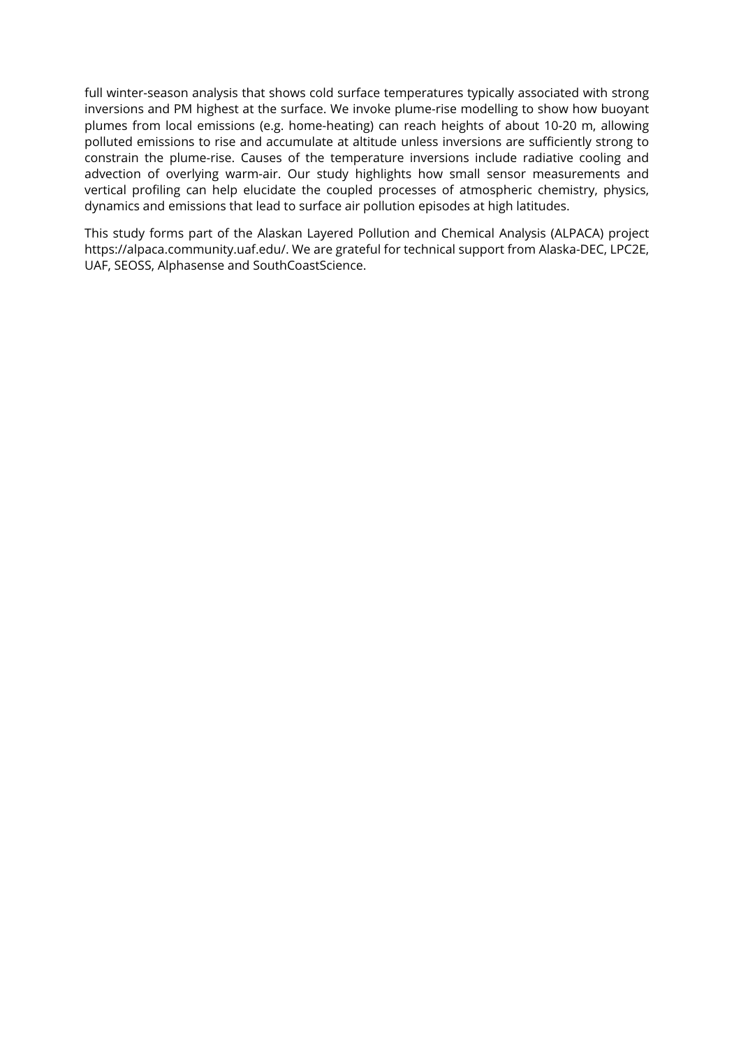full winter-season analysis that shows cold surface temperatures typically associated with strong inversions and PM highest at the surface. We invoke plume-rise modelling to show how buoyant plumes from local emissions (e.g. home-heating) can reach heights of about 10-20 m, allowing polluted emissions to rise and accumulate at altitude unless inversions are sufficiently strong to constrain the plume-rise. Causes of the temperature inversions include radiative cooling and advection of overlying warm-air. Our study highlights how small sensor measurements and vertical profiling can help elucidate the coupled processes of atmospheric chemistry, physics, dynamics and emissions that lead to surface air pollution episodes at high latitudes.

This study forms part of the Alaskan Layered Pollution and Chemical Analysis (ALPACA) project https://alpaca.community.uaf.edu/. We are grateful for technical support from Alaska-DEC, LPC2E, UAF, SEOSS, Alphasense and SouthCoastScience.